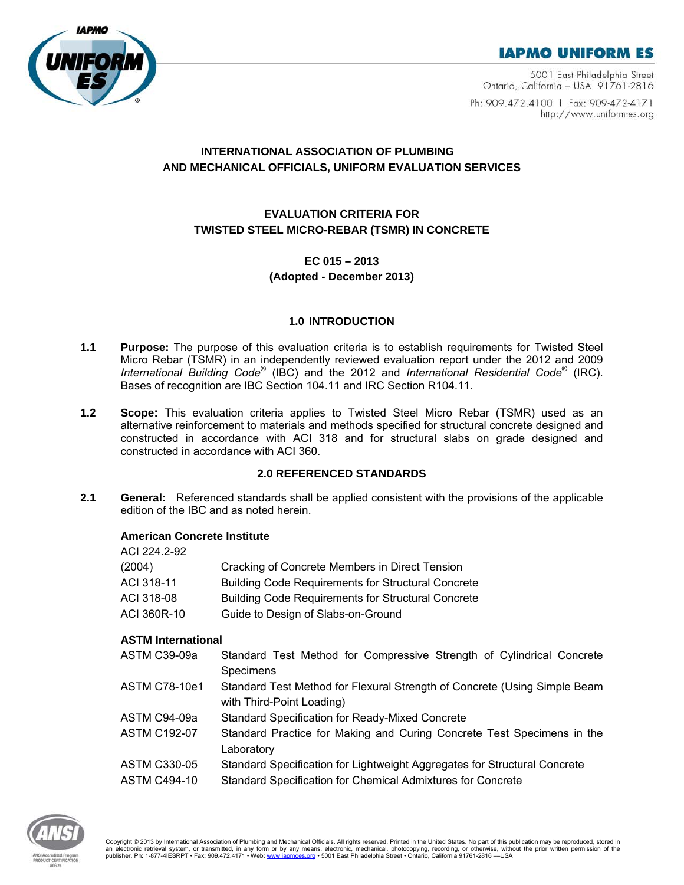**IAPMO UNIFORM ES**

5001 East Philadelphia Street
Ontario, California – USA 91761-2816

Ph: 909.472.4100 | Fax: 909-472-4171
http://www.uniform-es.org

## INTERNATIONAL ASSOCIATION OF PLUMBING AND MECHANICAL OFFICIALS, UNIFORM EVALUATION SERVICES

## EVALUATION CRITERIA FOR TWISTED STEEL MICRO-REBAR (TSMR) IN CONCRETE

### EC 015 – 2013
### (Adopted - December 2013)

## 1.0 INTRODUCTION

**1.1 Purpose:** The purpose of this evaluation criteria is to establish requirements for Twisted Steel Micro Rebar (TSMR) in an independently reviewed evaluation report under the 2012 and 2009 *International Building Code*® (IBC) and the 2012 and *International Residential Code*® (IRC). Bases of recognition are IBC Section 104.11 and IRC Section R104.11.

**1.2 Scope:** This evaluation criteria applies to Twisted Steel Micro Rebar (TSMR) used as an alternative reinforcement to materials and methods specified for structural concrete designed and constructed in accordance with ACI 318 and for structural slabs on grade designed and constructed in accordance with ACI 360.

## 2.0 REFERENCED STANDARDS

**2.1 General:** Referenced standards shall be applied consistent with the provisions of the applicable edition of the IBC and as noted herein.

**American Concrete Institute**

| | |
|---|---|
| ACI 224.2-92 (2004) | Cracking of Concrete Members in Direct Tension |
| ACI 318-11 | Building Code Requirements for Structural Concrete |
| ACI 318-08 | Building Code Requirements for Structural Concrete |
| ACI 360R-10 | Guide to Design of Slabs-on-Ground |

**ASTM International**

| | |
|---|---|
| ASTM C39-09a | Standard Test Method for Compressive Strength of Cylindrical Concrete Specimens |
| ASTM C78-10e1 | Standard Test Method for Flexural Strength of Concrete (Using Simple Beam with Third-Point Loading) |
| ASTM C94-09a | Standard Specification for Ready-Mixed Concrete |
| ASTM C192-07 | Standard Practice for Making and Curing Concrete Test Specimens in the Laboratory |
| ASTM C330-05 | Standard Specification for Lightweight Aggregates for Structural Concrete |
| ASTM C494-10 | Standard Specification for Chemical Admixtures for Concrete |

Copyright © 2013 by International Association of Plumbing and Mechanical Officials. All rights reserved. Printed in the United States. No part of this publication may be reproduced, stored in an electronic retrieval system, or transmitted, in any form or by any means, electronic, mechanical, photocopying, recording, or otherwise, without the prior written permission of the publisher. Ph: 1-877-4IESRPT • Fax: 909.472.4171 • Web: www.iapmoes.org • 5001 East Philadelphia Street • Ontario, California 91761-2816 —USA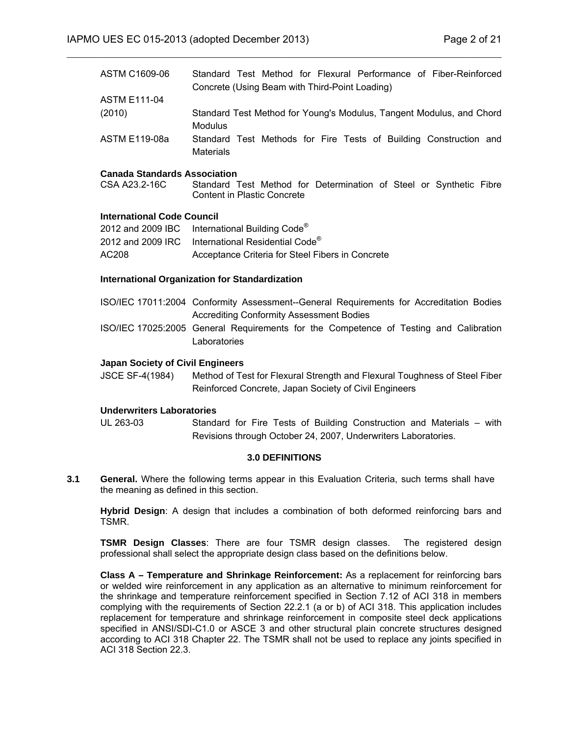| | |
|---|---|
| ASTM C1609-06 | Standard Test Method for Flexural Performance of Fiber-Reinforced Concrete (Using Beam with Third-Point Loading) |
| ASTM E111-04 (2010) | Standard Test Method for Young's Modulus, Tangent Modulus, and Chord Modulus |
| ASTM E119-08a | Standard Test Methods for Fire Tests of Building Construction and Materials |

**Canada Standards Association**

| | |
|---|---|
| CSA A23.2-16C | Standard Test Method for Determination of Steel or Synthetic Fibre Content in Plastic Concrete |

**International Code Council**

| | |
|---|---|
| 2012 and 2009 IBC | International Building Code® |
| 2012 and 2009 IRC | International Residential Code® |
| AC208 | Acceptance Criteria for Steel Fibers in Concrete |

**International Organization for Standardization**

| | |
|---|---|
| ISO/IEC 17011:2004 | Conformity Assessment--General Requirements for Accreditation Bodies Accrediting Conformity Assessment Bodies |
| ISO/IEC 17025:2005 | General Requirements for the Competence of Testing and Calibration Laboratories |

**Japan Society of Civil Engineers**

| | |
|---|---|
| JSCE SF-4(1984) | Method of Test for Flexural Strength and Flexural Toughness of Steel Fiber Reinforced Concrete, Japan Society of Civil Engineers |

**Underwriters Laboratories**

| | |
|---|---|
| UL 263-03 | Standard for Fire Tests of Building Construction and Materials – with Revisions through October 24, 2007, Underwriters Laboratories. |

## 3.0 DEFINITIONS

**3.1 General.** Where the following terms appear in this Evaluation Criteria, such terms shall have the meaning as defined in this section.

**Hybrid Design**: A design that includes a combination of both deformed reinforcing bars and TSMR.

**TSMR Design Classes**: There are four TSMR design classes. The registered design professional shall select the appropriate design class based on the definitions below.

**Class A – Temperature and Shrinkage Reinforcement:** As a replacement for reinforcing bars or welded wire reinforcement in any application as an alternative to minimum reinforcement for the shrinkage and temperature reinforcement specified in Section 7.12 of ACI 318 in members complying with the requirements of Section 22.2.1 (a or b) of ACI 318. This application includes replacement for temperature and shrinkage reinforcement in composite steel deck applications specified in ANSI/SDI-C1.0 or ASCE 3 and other structural plain concrete structures designed according to ACI 318 Chapter 22. The TSMR shall not be used to replace any joints specified in ACI 318 Section 22.3.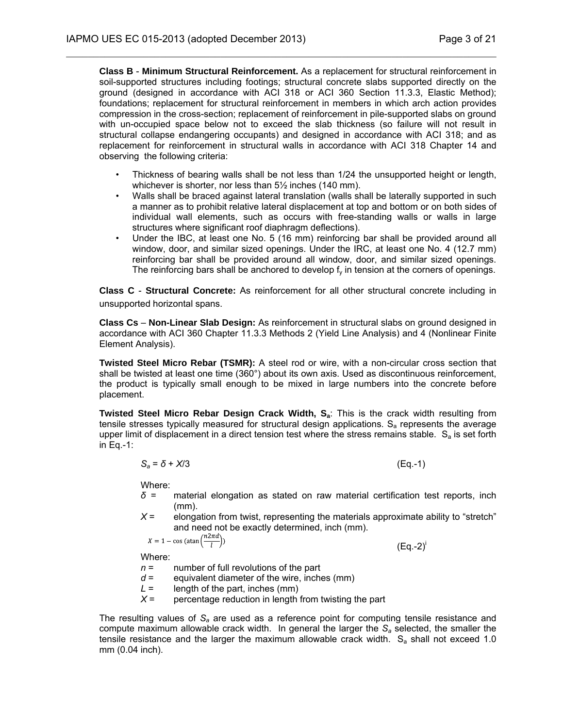**Class B** - **Minimum Structural Reinforcement.** As a replacement for structural reinforcement in soil-supported structures including footings; structural concrete slabs supported directly on the ground (designed in accordance with ACI 318 or ACI 360 Section 11.3.3, Elastic Method); foundations; replacement for structural reinforcement in members in which arch action provides compression in the cross-section; replacement of reinforcement in pile-supported slabs on ground with un-occupied space below not to exceed the slab thickness (so failure will not result in structural collapse endangering occupants) and designed in accordance with ACI 318; and as replacement for reinforcement in structural walls in accordance with ACI 318 Chapter 14 and observing the following criteria:

- Thickness of bearing walls shall be not less than 1/24 the unsupported height or length, whichever is shorter, nor less than 5½ inches (140 mm).
- Walls shall be braced against lateral translation (walls shall be laterally supported in such a manner as to prohibit relative lateral displacement at top and bottom or on both sides of individual wall elements, such as occurs with free-standing walls or walls in large structures where significant roof diaphragm deflections).
- Under the IBC, at least one No. 5 (16 mm) reinforcing bar shall be provided around all window, door, and similar sized openings. Under the IRC, at least one No. 4 (12.7 mm) reinforcing bar shall be provided around all window, door, and similar sized openings. The reinforcing bars shall be anchored to develop $f_y$ in tension at the corners of openings.

**Class C** - **Structural Concrete:** As reinforcement for all other structural concrete including in unsupported horizontal spans.

**Class Cs** – **Non-Linear Slab Design:** As reinforcement in structural slabs on ground designed in accordance with ACI 360 Chapter 11.3.3 Methods 2 (Yield Line Analysis) and 4 (Nonlinear Finite Element Analysis).

**Twisted Steel Micro Rebar (TSMR):** A steel rod or wire, with a non-circular cross section that shall be twisted at least one time (360°) about its own axis. Used as discontinuous reinforcement, the product is typically small enough to be mixed in large numbers into the concrete before placement.

**Twisted Steel Micro Rebar Design Crack Width, $S_a$**: This is the crack width resulting from tensile stresses typically measured for structural design applications. $S_a$ represents the average upper limit of displacement in a direct tension test where the stress remains stable. $S_a$ is set forth in Eq.-1:

$$S_a = \delta + X/3 \qquad \text{(Eq.-1)}$$

Where:

- $\delta$ = material elongation as stated on raw material certification test reports, inch (mm).
- $X$ = elongation from twist, representing the materials approximate ability to "stretch" and need not be exactly determined, inch (mm).

$$X = 1 - \cos\left(\operatorname{atan}\left(\frac{n2\pi d}{l}\right)\right) \qquad \text{(Eq.-2)}^{i}$$

Where:

- $n$ = number of full revolutions of the part
- $d$ = equivalent diameter of the wire, inches (mm)
- $L$ = length of the part, inches (mm)
- $X$ = percentage reduction in length from twisting the part

The resulting values of $S_a$ are used as a reference point for computing tensile resistance and compute maximum allowable crack width. In general the larger the $S_a$ selected, the smaller the tensile resistance and the larger the maximum allowable crack width. $S_a$ shall not exceed 1.0 mm (0.04 inch).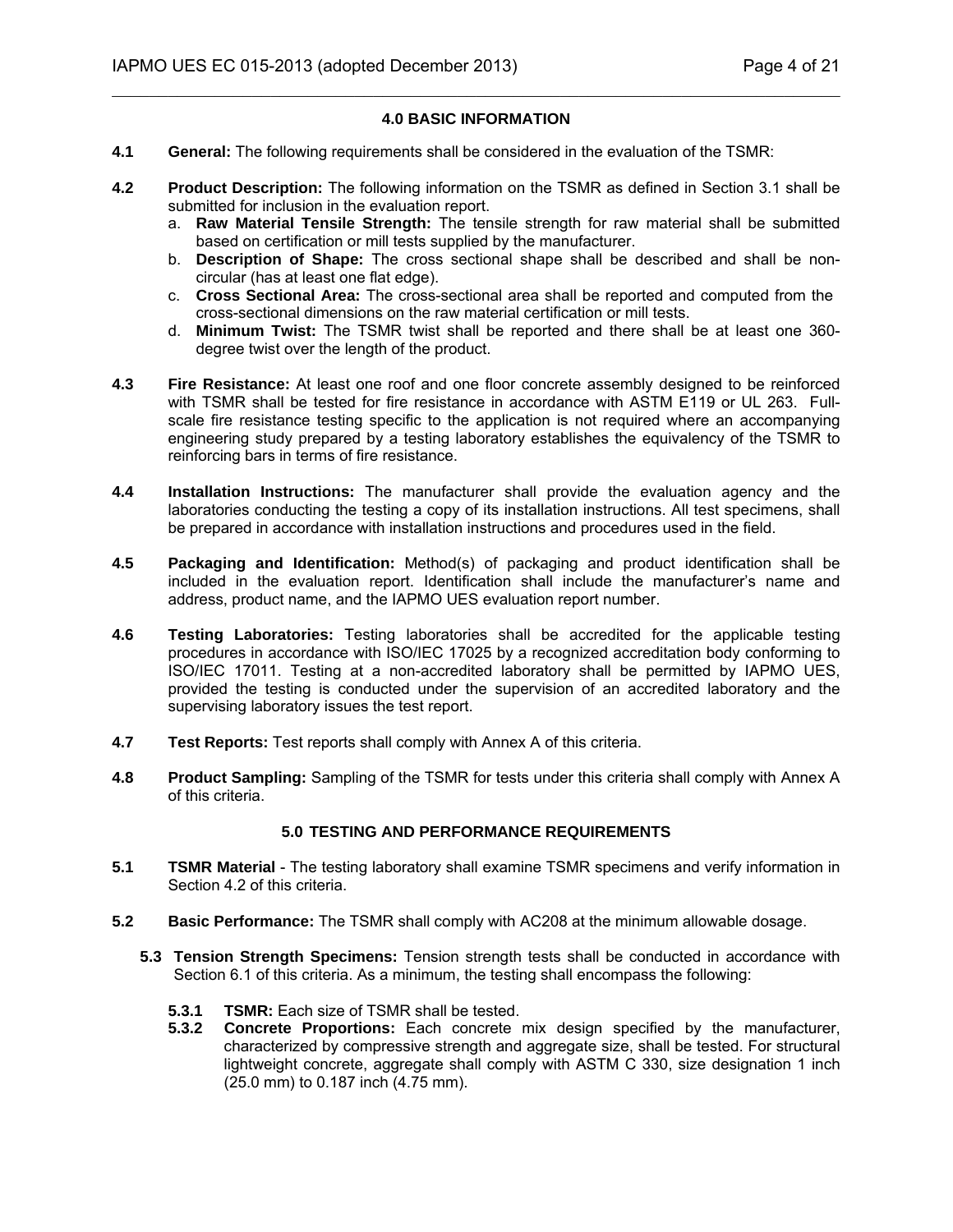## 4.0 BASIC INFORMATION

**4.1 General:** The following requirements shall be considered in the evaluation of the TSMR:

**4.2 Product Description:** The following information on the TSMR as defined in Section 3.1 shall be submitted for inclusion in the evaluation report.

a. **Raw Material Tensile Strength:** The tensile strength for raw material shall be submitted based on certification or mill tests supplied by the manufacturer.
b. **Description of Shape:** The cross sectional shape shall be described and shall be non-circular (has at least one flat edge).
c. **Cross Sectional Area:** The cross-sectional area shall be reported and computed from the cross-sectional dimensions on the raw material certification or mill tests.
d. **Minimum Twist:** The TSMR twist shall be reported and there shall be at least one 360-degree twist over the length of the product.

**4.3 Fire Resistance:** At least one roof and one floor concrete assembly designed to be reinforced with TSMR shall be tested for fire resistance in accordance with ASTM E119 or UL 263. Full-scale fire resistance testing specific to the application is not required where an accompanying engineering study prepared by a testing laboratory establishes the equivalency of the TSMR to reinforcing bars in terms of fire resistance.

**4.4 Installation Instructions:** The manufacturer shall provide the evaluation agency and the laboratories conducting the testing a copy of its installation instructions. All test specimens, shall be prepared in accordance with installation instructions and procedures used in the field.

**4.5 Packaging and Identification:** Method(s) of packaging and product identification shall be included in the evaluation report. Identification shall include the manufacturer's name and address, product name, and the IAPMO UES evaluation report number.

**4.6 Testing Laboratories:** Testing laboratories shall be accredited for the applicable testing procedures in accordance with ISO/IEC 17025 by a recognized accreditation body conforming to ISO/IEC 17011. Testing at a non-accredited laboratory shall be permitted by IAPMO UES, provided the testing is conducted under the supervision of an accredited laboratory and the supervising laboratory issues the test report.

**4.7 Test Reports:** Test reports shall comply with Annex A of this criteria.

**4.8 Product Sampling:** Sampling of the TSMR for tests under this criteria shall comply with Annex A of this criteria.

## 5.0 TESTING AND PERFORMANCE REQUIREMENTS

**5.1 TSMR Material** - The testing laboratory shall examine TSMR specimens and verify information in Section 4.2 of this criteria.

**5.2 Basic Performance:** The TSMR shall comply with AC208 at the minimum allowable dosage.

**5.3 Tension Strength Specimens:** Tension strength tests shall be conducted in accordance with Section 6.1 of this criteria. As a minimum, the testing shall encompass the following:

**5.3.1 TSMR:** Each size of TSMR shall be tested.

**5.3.2 Concrete Proportions:** Each concrete mix design specified by the manufacturer, characterized by compressive strength and aggregate size, shall be tested. For structural lightweight concrete, aggregate shall comply with ASTM C 330, size designation 1 inch (25.0 mm) to 0.187 inch (4.75 mm).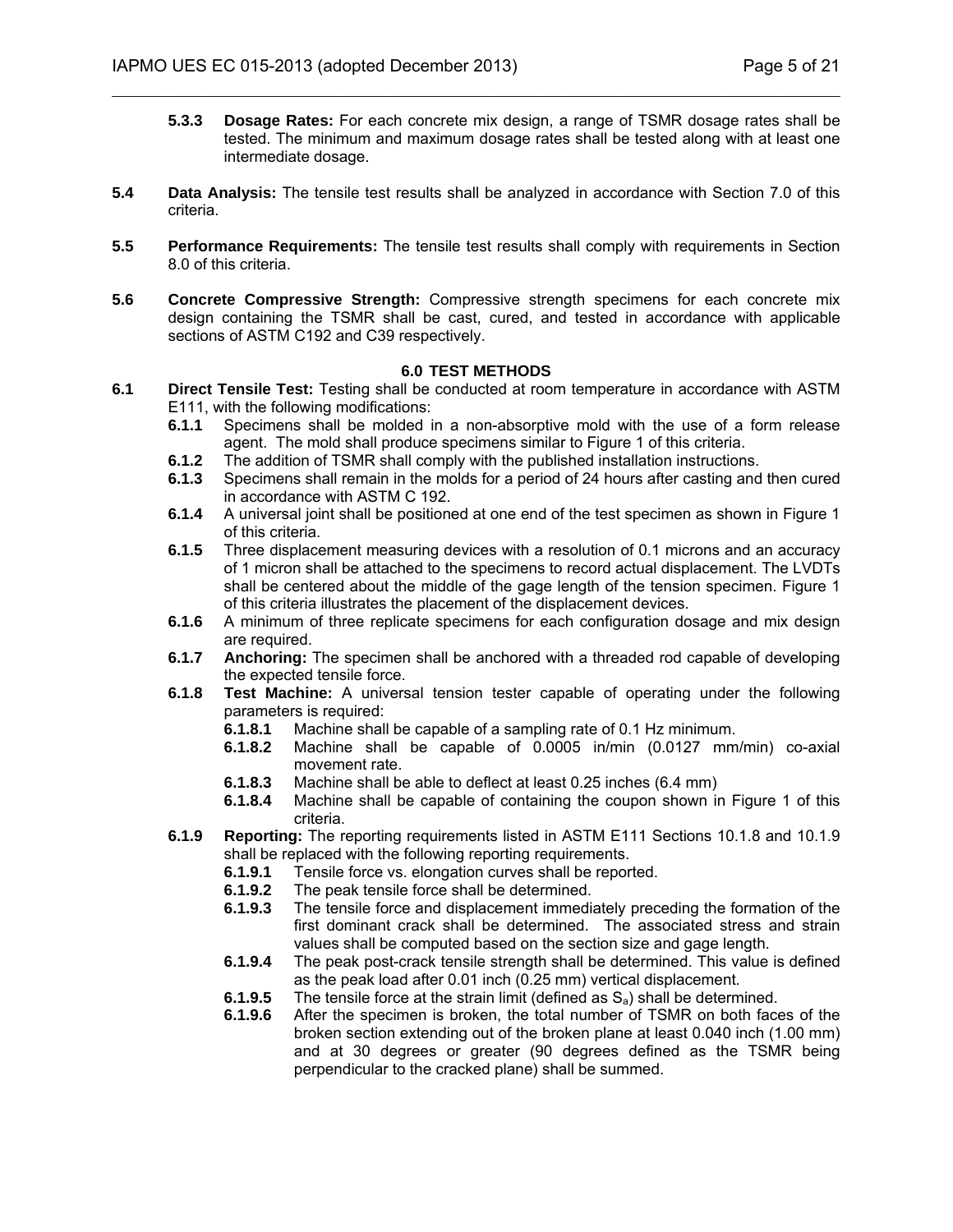**5.3.3 Dosage Rates:** For each concrete mix design, a range of TSMR dosage rates shall be tested. The minimum and maximum dosage rates shall be tested along with at least one intermediate dosage.

**5.4 Data Analysis:** The tensile test results shall be analyzed in accordance with Section 7.0 of this criteria.

**5.5 Performance Requirements:** The tensile test results shall comply with requirements in Section 8.0 of this criteria.

**5.6 Concrete Compressive Strength:** Compressive strength specimens for each concrete mix design containing the TSMR shall be cast, cured, and tested in accordance with applicable sections of ASTM C192 and C39 respectively.

## 6.0 TEST METHODS

**6.1 Direct Tensile Test:** Testing shall be conducted at room temperature in accordance with ASTM E111, with the following modifications:

- **6.1.1** Specimens shall be molded in a non-absorptive mold with the use of a form release agent. The mold shall produce specimens similar to Figure 1 of this criteria.
- **6.1.2** The addition of TSMR shall comply with the published installation instructions.
- **6.1.3** Specimens shall remain in the molds for a period of 24 hours after casting and then cured in accordance with ASTM C 192.
- **6.1.4** A universal joint shall be positioned at one end of the test specimen as shown in Figure 1 of this criteria.
- **6.1.5** Three displacement measuring devices with a resolution of 0.1 microns and an accuracy of 1 micron shall be attached to the specimens to record actual displacement. The LVDTs shall be centered about the middle of the gage length of the tension specimen. Figure 1 of this criteria illustrates the placement of the displacement devices.
- **6.1.6** A minimum of three replicate specimens for each configuration dosage and mix design are required.
- **6.1.7** **Anchoring:** The specimen shall be anchored with a threaded rod capable of developing the expected tensile force.
- **6.1.8** **Test Machine:** A universal tension tester capable of operating under the following parameters is required:
  - **6.1.8.1** Machine shall be capable of a sampling rate of 0.1 Hz minimum.
  - **6.1.8.2** Machine shall be capable of 0.0005 in/min (0.0127 mm/min) co-axial movement rate.
  - **6.1.8.3** Machine shall be able to deflect at least 0.25 inches (6.4 mm)
  - **6.1.8.4** Machine shall be capable of containing the coupon shown in Figure 1 of this criteria.
- **6.1.9** **Reporting:** The reporting requirements listed in ASTM E111 Sections 10.1.8 and 10.1.9 shall be replaced with the following reporting requirements.
  - **6.1.9.1** Tensile force vs. elongation curves shall be reported.
  - **6.1.9.2** The peak tensile force shall be determined.
  - **6.1.9.3** The tensile force and displacement immediately preceding the formation of the first dominant crack shall be determined. The associated stress and strain values shall be computed based on the section size and gage length.
  - **6.1.9.4** The peak post-crack tensile strength shall be determined. This value is defined as the peak load after 0.01 inch (0.25 mm) vertical displacement.
  - **6.1.9.5** The tensile force at the strain limit (defined as $S_a$) shall be determined.
  - **6.1.9.6** After the specimen is broken, the total number of TSMR on both faces of the broken section extending out of the broken plane at least 0.040 inch (1.00 mm) and at 30 degrees or greater (90 degrees defined as the TSMR being perpendicular to the cracked plane) shall be summed.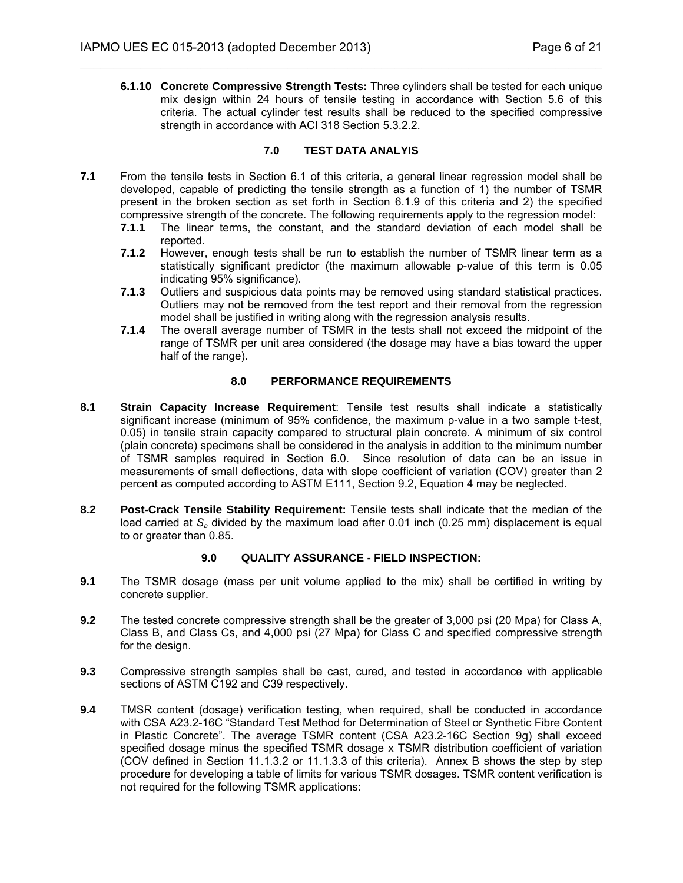**6.1.10 Concrete Compressive Strength Tests:** Three cylinders shall be tested for each unique mix design within 24 hours of tensile testing in accordance with Section 5.6 of this criteria. The actual cylinder test results shall be reduced to the specified compressive strength in accordance with ACI 318 Section 5.3.2.2.

## 7.0 TEST DATA ANALYIS

**7.1** From the tensile tests in Section 6.1 of this criteria, a general linear regression model shall be developed, capable of predicting the tensile strength as a function of 1) the number of TSMR present in the broken section as set forth in Section 6.1.9 of this criteria and 2) the specified compressive strength of the concrete. The following requirements apply to the regression model:

- **7.1.1** The linear terms, the constant, and the standard deviation of each model shall be reported.
- **7.1.2** However, enough tests shall be run to establish the number of TSMR linear term as a statistically significant predictor (the maximum allowable p-value of this term is 0.05 indicating 95% significance).
- **7.1.3** Outliers and suspicious data points may be removed using standard statistical practices. Outliers may not be removed from the test report and their removal from the regression model shall be justified in writing along with the regression analysis results.
- **7.1.4** The overall average number of TSMR in the tests shall not exceed the midpoint of the range of TSMR per unit area considered (the dosage may have a bias toward the upper half of the range).

## 8.0 PERFORMANCE REQUIREMENTS

**8.1 Strain Capacity Increase Requirement**: Tensile test results shall indicate a statistically significant increase (minimum of 95% confidence, the maximum p-value in a two sample t-test, 0.05) in tensile strain capacity compared to structural plain concrete. A minimum of six control (plain concrete) specimens shall be considered in the analysis in addition to the minimum number of TSMR samples required in Section 6.0. Since resolution of data can be an issue in measurements of small deflections, data with slope coefficient of variation (COV) greater than 2 percent as computed according to ASTM E111, Section 9.2, Equation 4 may be neglected.

**8.2 Post-Crack Tensile Stability Requirement:** Tensile tests shall indicate that the median of the load carried at $S_a$ divided by the maximum load after 0.01 inch (0.25 mm) displacement is equal to or greater than 0.85.

## 9.0 QUALITY ASSURANCE - FIELD INSPECTION:

**9.1** The TSMR dosage (mass per unit volume applied to the mix) shall be certified in writing by concrete supplier.

**9.2** The tested concrete compressive strength shall be the greater of 3,000 psi (20 Mpa) for Class A, Class B, and Class Cs, and 4,000 psi (27 Mpa) for Class C and specified compressive strength for the design.

**9.3** Compressive strength samples shall be cast, cured, and tested in accordance with applicable sections of ASTM C192 and C39 respectively.

**9.4** TMSR content (dosage) verification testing, when required, shall be conducted in accordance with CSA A23.2-16C "Standard Test Method for Determination of Steel or Synthetic Fibre Content in Plastic Concrete". The average TSMR content (CSA A23.2-16C Section 9g) shall exceed specified dosage minus the specified TSMR dosage x TSMR distribution coefficient of variation (COV defined in Section 11.1.3.2 or 11.1.3.3 of this criteria). Annex B shows the step by step procedure for developing a table of limits for various TSMR dosages. TSMR content verification is not required for the following TSMR applications: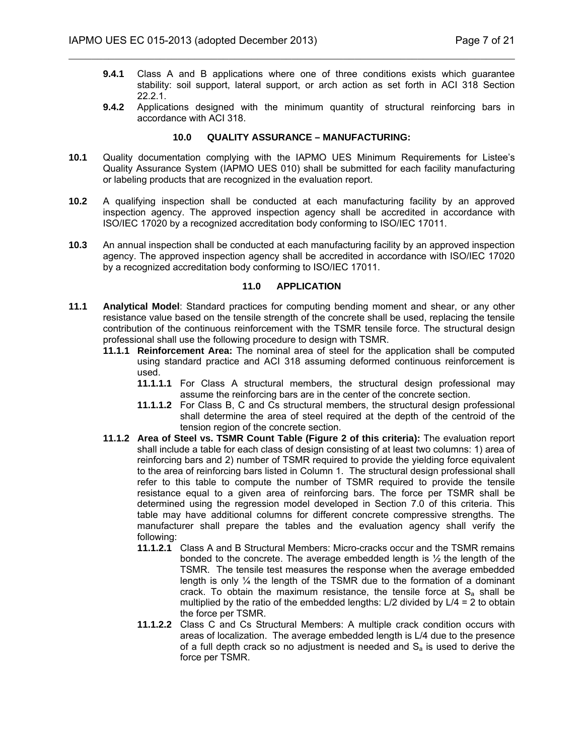**9.4.1** Class A and B applications where one of three conditions exists which guarantee stability: soil support, lateral support, or arch action as set forth in ACI 318 Section 22.2.1.

**9.4.2** Applications designed with the minimum quantity of structural reinforcing bars in accordance with ACI 318.

## 10.0 QUALITY ASSURANCE – MANUFACTURING:

**10.1** Quality documentation complying with the IAPMO UES Minimum Requirements for Listee's Quality Assurance System (IAPMO UES 010) shall be submitted for each facility manufacturing or labeling products that are recognized in the evaluation report.

**10.2** A qualifying inspection shall be conducted at each manufacturing facility by an approved inspection agency. The approved inspection agency shall be accredited in accordance with ISO/IEC 17020 by a recognized accreditation body conforming to ISO/IEC 17011.

**10.3** An annual inspection shall be conducted at each manufacturing facility by an approved inspection agency. The approved inspection agency shall be accredited in accordance with ISO/IEC 17020 by a recognized accreditation body conforming to ISO/IEC 17011.

## 11.0 APPLICATION

**11.1** **Analytical Model**: Standard practices for computing bending moment and shear, or any other resistance value based on the tensile strength of the concrete shall be used, replacing the tensile contribution of the continuous reinforcement with the TSMR tensile force. The structural design professional shall use the following procedure to design with TSMR.

**11.1.1** **Reinforcement Area:** The nominal area of steel for the application shall be computed using standard practice and ACI 318 assuming deformed continuous reinforcement is used.

**11.1.1.1** For Class A structural members, the structural design professional may assume the reinforcing bars are in the center of the concrete section.

**11.1.1.2** For Class B, C and Cs structural members, the structural design professional shall determine the area of steel required at the depth of the centroid of the tension region of the concrete section.

**11.1.2** **Area of Steel vs. TSMR Count Table (Figure 2 of this criteria):** The evaluation report shall include a table for each class of design consisting of at least two columns: 1) area of reinforcing bars and 2) number of TSMR required to provide the yielding force equivalent to the area of reinforcing bars listed in Column 1. The structural design professional shall refer to this table to compute the number of TSMR required to provide the tensile resistance equal to a given area of reinforcing bars. The force per TSMR shall be determined using the regression model developed in Section 7.0 of this criteria. This table may have additional columns for different concrete compressive strengths. The manufacturer shall prepare the tables and the evaluation agency shall verify the following:

**11.1.2.1** Class A and B Structural Members: Micro-cracks occur and the TSMR remains bonded to the concrete. The average embedded length is ½ the length of the TSMR. The tensile test measures the response when the average embedded length is only ¼ the length of the TSMR due to the formation of a dominant crack. To obtain the maximum resistance, the tensile force at $S_a$ shall be multiplied by the ratio of the embedded lengths: L/2 divided by L/4 = 2 to obtain the force per TSMR.

**11.1.2.2** Class C and Cs Structural Members: A multiple crack condition occurs with areas of localization. The average embedded length is L/4 due to the presence of a full depth crack so no adjustment is needed and $S_a$ is used to derive the force per TSMR.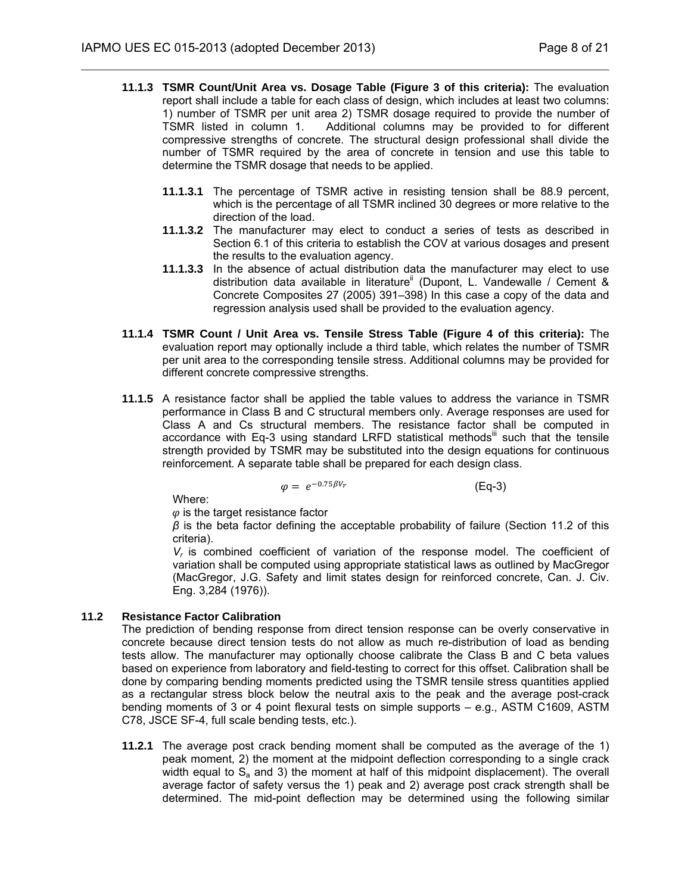**11.1.3 TSMR Count/Unit Area vs. Dosage Table (Figure 3 of this criteria):** The evaluation report shall include a table for each class of design, which includes at least two columns: 1) number of TSMR per unit area 2) TSMR dosage required to provide the number of TSMR listed in column 1. Additional columns may be provided to for different compressive strengths of concrete. The structural design professional shall divide the number of TSMR required by the area of concrete in tension and use this table to determine the TSMR dosage that needs to be applied.

**11.1.3.1** The percentage of TSMR active in resisting tension shall be 88.9 percent, which is the percentage of all TSMR inclined 30 degrees or more relative to the direction of the load.

**11.1.3.2** The manufacturer may elect to conduct a series of tests as described in Section 6.1 of this criteria to establish the COV at various dosages and present the results to the evaluation agency.

**11.1.3.3** In the absence of actual distribution data the manufacturer may elect to use distribution data available in literature[ii] (Dupont, L. Vandewalle / Cement & Concrete Composites 27 (2005) 391–398) In this case a copy of the data and regression analysis used shall be provided to the evaluation agency.

**11.1.4 TSMR Count / Unit Area vs. Tensile Stress Table (Figure 4 of this criteria):** The evaluation report may optionally include a third table, which relates the number of TSMR per unit area to the corresponding tensile stress. Additional columns may be provided for different concrete compressive strengths.

**11.1.5** A resistance factor shall be applied the table values to address the variance in TSMR performance in Class B and C structural members only. Average responses are used for Class A and Cs structural members. The resistance factor shall be computed in accordance with Eq-3 using standard LRFD statistical methods[iii] such that the tensile strength provided by TSMR may be substituted into the design equations for continuous reinforcement. A separate table shall be prepared for each design class.

$$\varphi = e^{-0.75\beta V_r} \qquad \text{(Eq-3)}$$

Where:

$\varphi$ is the target resistance factor

$\beta$ is the beta factor defining the acceptable probability of failure (Section 11.2 of this criteria).

$V_r$ is combined coefficient of variation of the response model. The coefficient of variation shall be computed using appropriate statistical laws as outlined by MacGregor (MacGregor, J.G. Safety and limit states design for reinforced concrete, Can. J. Civ. Eng. 3,284 (1976)).

## 11.2 Resistance Factor Calibration

The prediction of bending response from direct tension response can be overly conservative in concrete because direct tension tests do not allow as much re-distribution of load as bending tests allow. The manufacturer may optionally choose calibrate the Class B and C beta values based on experience from laboratory and field-testing to correct for this offset. Calibration shall be done by comparing bending moments predicted using the TSMR tensile stress quantities applied as a rectangular stress block below the neutral axis to the peak and the average post-crack bending moments of 3 or 4 point flexural tests on simple supports – e.g., ASTM C1609, ASTM C78, JSCE SF-4, full scale bending tests, etc.).

**11.2.1** The average post crack bending moment shall be computed as the average of the 1) peak moment, 2) the moment at the midpoint deflection corresponding to a single crack width equal to $S_a$ and 3) the moment at half of this midpoint displacement). The overall average factor of safety versus the 1) peak and 2) average post crack strength shall be determined. The mid-point deflection may be determined using the following similar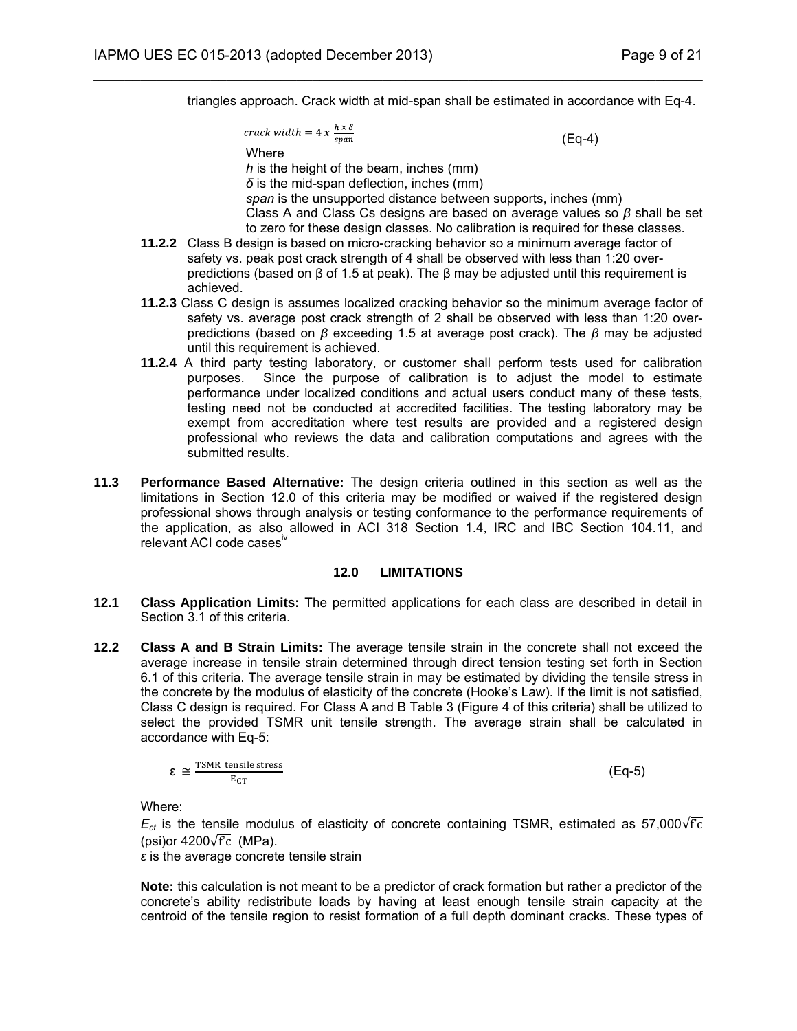triangles approach. Crack width at mid-span shall be estimated in accordance with Eq-4.

$$crack\ width = 4\ x\ \frac{h \times \delta}{span} \qquad \text{(Eq-4)}$$

Where

$h$ is the height of the beam, inches (mm)

$\delta$ is the mid-span deflection, inches (mm)

*span* is the unsupported distance between supports, inches (mm)

Class A and Class Cs designs are based on average values so $\beta$ shall be set to zero for these design classes. No calibration is required for these classes.

**11.2.2** Class B design is based on micro-cracking behavior so a minimum average factor of safety vs. peak post crack strength of 4 shall be observed with less than 1:20 over-predictions (based on β of 1.5 at peak). The β may be adjusted until this requirement is achieved.

**11.2.3** Class C design is assumes localized cracking behavior so the minimum average factor of safety vs. average post crack strength of 2 shall be observed with less than 1:20 over-predictions (based on $\beta$ exceeding 1.5 at average post crack). The $\beta$ may be adjusted until this requirement is achieved.

**11.2.4** A third party testing laboratory, or customer shall perform tests used for calibration purposes. Since the purpose of calibration is to adjust the model to estimate performance under localized conditions and actual users conduct many of these tests, testing need not be conducted at accredited facilities. The testing laboratory may be exempt from accreditation where test results are provided and a registered design professional who reviews the data and calibration computations and agrees with the submitted results.

**11.3 Performance Based Alternative:** The design criteria outlined in this section as well as the limitations in Section 12.0 of this criteria may be modified or waived if the registered design professional shows through analysis or testing conformance to the performance requirements of the application, as also allowed in ACI 318 Section 1.4, IRC and IBC Section 104.11, and relevant ACI code cases[iv]

## 12.0 LIMITATIONS

**12.1 Class Application Limits:** The permitted applications for each class are described in detail in Section 3.1 of this criteria.

**12.2 Class A and B Strain Limits:** The average tensile strain in the concrete shall not exceed the average increase in tensile strain determined through direct tension testing set forth in Section 6.1 of this criteria. The average tensile strain in may be estimated by dividing the tensile stress in the concrete by the modulus of elasticity of the concrete (Hooke's Law). If the limit is not satisfied, Class C design is required. For Class A and B Table 3 (Figure 4 of this criteria) shall be utilized to select the provided TSMR unit tensile strength. The average strain shall be calculated in accordance with Eq-5:

$$\varepsilon \cong \frac{\text{TSMR tensile stress}}{E_{CT}} \qquad \text{(Eq-5)}$$

Where:

$E_{ct}$ is the tensile modulus of elasticity of concrete containing TSMR, estimated as $57{,}000\sqrt{f'c}$ (psi)or $4200\sqrt{f'c}$ (MPa).

$\varepsilon$ is the average concrete tensile strain

**Note:** this calculation is not meant to be a predictor of crack formation but rather a predictor of the concrete's ability redistribute loads by having at least enough tensile strain capacity at the centroid of the tensile region to resist formation of a full depth dominant cracks. These types of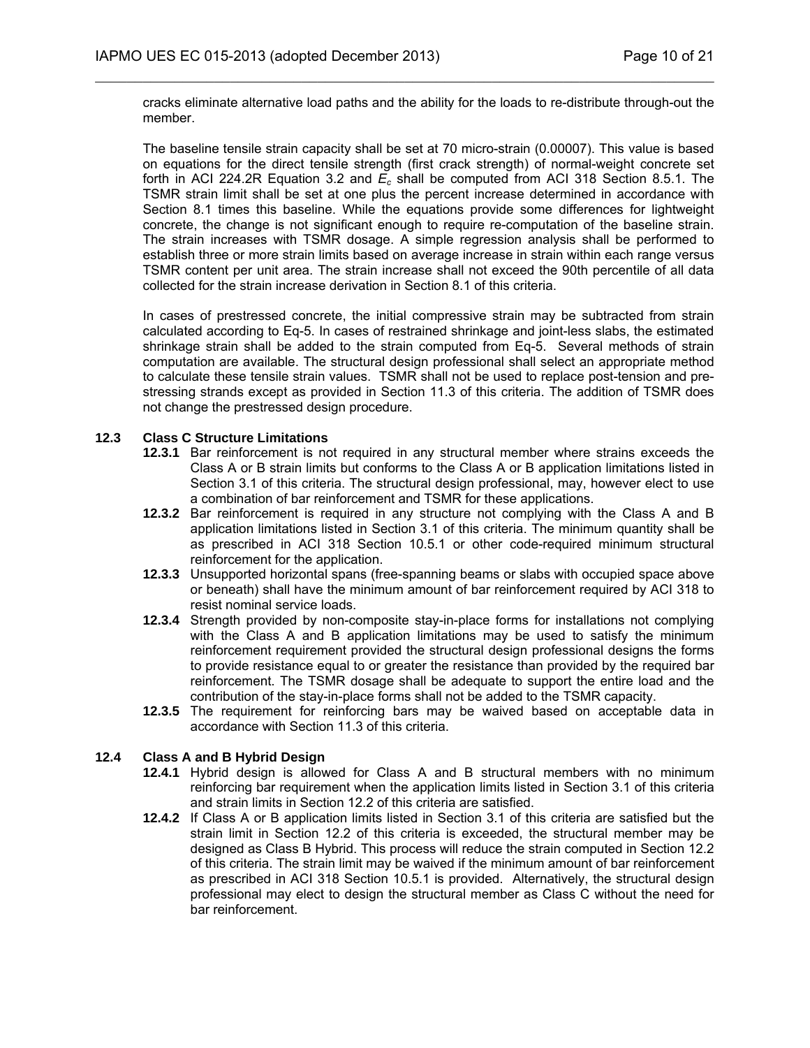cracks eliminate alternative load paths and the ability for the loads to re-distribute through-out the member.

The baseline tensile strain capacity shall be set at 70 micro-strain (0.00007). This value is based on equations for the direct tensile strength (first crack strength) of normal-weight concrete set forth in ACI 224.2R Equation 3.2 and $E_c$ shall be computed from ACI 318 Section 8.5.1. The TSMR strain limit shall be set at one plus the percent increase determined in accordance with Section 8.1 times this baseline. While the equations provide some differences for lightweight concrete, the change is not significant enough to require re-computation of the baseline strain. The strain increases with TSMR dosage. A simple regression analysis shall be performed to establish three or more strain limits based on average increase in strain within each range versus TSMR content per unit area. The strain increase shall not exceed the 90th percentile of all data collected for the strain increase derivation in Section 8.1 of this criteria.

In cases of prestressed concrete, the initial compressive strain may be subtracted from strain calculated according to Eq-5. In cases of restrained shrinkage and joint-less slabs, the estimated shrinkage strain shall be added to the strain computed from Eq-5. Several methods of strain computation are available. The structural design professional shall select an appropriate method to calculate these tensile strain values. TSMR shall not be used to replace post-tension and pre-stressing strands except as provided in Section 11.3 of this criteria. The addition of TSMR does not change the prestressed design procedure.

### 12.3 Class C Structure Limitations

**12.3.1** Bar reinforcement is not required in any structural member where strains exceeds the Class A or B strain limits but conforms to the Class A or B application limitations listed in Section 3.1 of this criteria. The structural design professional, may, however elect to use a combination of bar reinforcement and TSMR for these applications.

**12.3.2** Bar reinforcement is required in any structure not complying with the Class A and B application limitations listed in Section 3.1 of this criteria. The minimum quantity shall be as prescribed in ACI 318 Section 10.5.1 or other code-required minimum structural reinforcement for the application.

**12.3.3** Unsupported horizontal spans (free-spanning beams or slabs with occupied space above or beneath) shall have the minimum amount of bar reinforcement required by ACI 318 to resist nominal service loads.

**12.3.4** Strength provided by non-composite stay-in-place forms for installations not complying with the Class A and B application limitations may be used to satisfy the minimum reinforcement requirement provided the structural design professional designs the forms to provide resistance equal to or greater the resistance than provided by the required bar reinforcement. The TSMR dosage shall be adequate to support the entire load and the contribution of the stay-in-place forms shall not be added to the TSMR capacity.

**12.3.5** The requirement for reinforcing bars may be waived based on acceptable data in accordance with Section 11.3 of this criteria.

### 12.4 Class A and B Hybrid Design

**12.4.1** Hybrid design is allowed for Class A and B structural members with no minimum reinforcing bar requirement when the application limits listed in Section 3.1 of this criteria and strain limits in Section 12.2 of this criteria are satisfied.

**12.4.2** If Class A or B application limits listed in Section 3.1 of this criteria are satisfied but the strain limit in Section 12.2 of this criteria is exceeded, the structural member may be designed as Class B Hybrid. This process will reduce the strain computed in Section 12.2 of this criteria. The strain limit may be waived if the minimum amount of bar reinforcement as prescribed in ACI 318 Section 10.5.1 is provided. Alternatively, the structural design professional may elect to design the structural member as Class C without the need for bar reinforcement.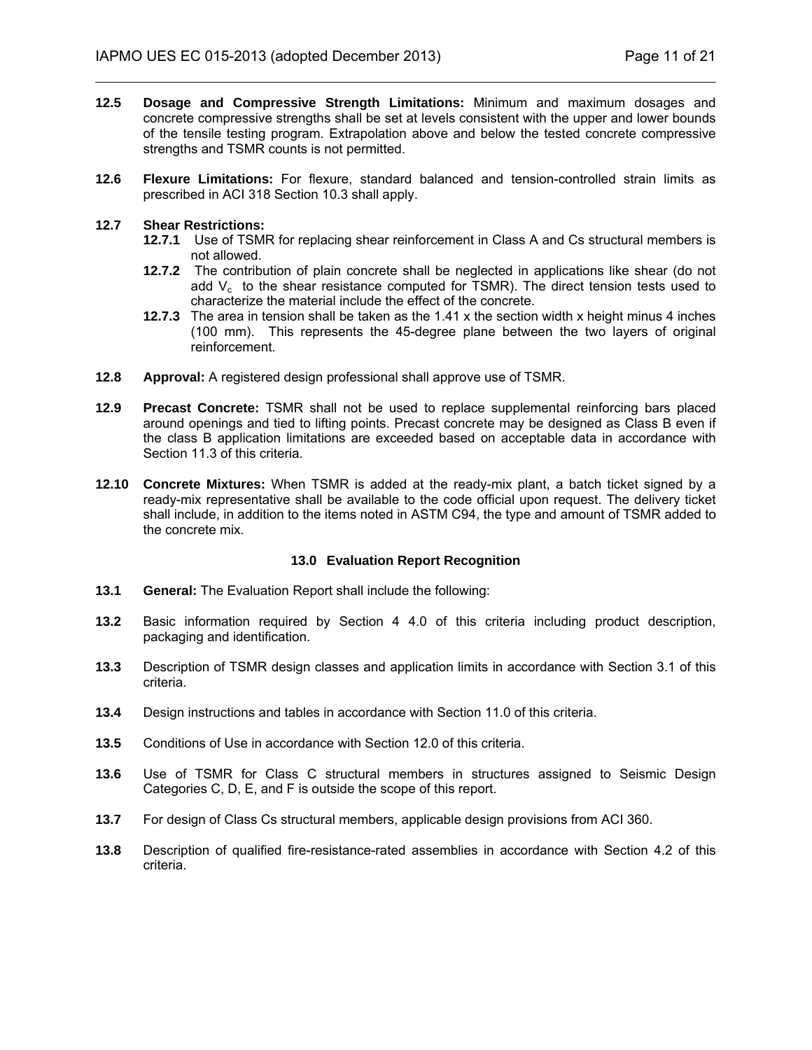**12.5 Dosage and Compressive Strength Limitations:** Minimum and maximum dosages and concrete compressive strengths shall be set at levels consistent with the upper and lower bounds of the tensile testing program. Extrapolation above and below the tested concrete compressive strengths and TSMR counts is not permitted.

**12.6 Flexure Limitations:** For flexure, standard balanced and tension-controlled strain limits as prescribed in ACI 318 Section 10.3 shall apply.

**12.7 Shear Restrictions:**

**12.7.1** Use of TSMR for replacing shear reinforcement in Class A and Cs structural members is not allowed.

**12.7.2** The contribution of plain concrete shall be neglected in applications like shear (do not add $V_c$ to the shear resistance computed for TSMR). The direct tension tests used to characterize the material include the effect of the concrete.

**12.7.3** The area in tension shall be taken as the 1.41 x the section width x height minus 4 inches (100 mm). This represents the 45-degree plane between the two layers of original reinforcement.

**12.8 Approval:** A registered design professional shall approve use of TSMR.

**12.9 Precast Concrete:** TSMR shall not be used to replace supplemental reinforcing bars placed around openings and tied to lifting points. Precast concrete may be designed as Class B even if the class B application limitations are exceeded based on acceptable data in accordance with Section 11.3 of this criteria.

**12.10 Concrete Mixtures:** When TSMR is added at the ready-mix plant, a batch ticket signed by a ready-mix representative shall be available to the code official upon request. The delivery ticket shall include, in addition to the items noted in ASTM C94, the type and amount of TSMR added to the concrete mix.

## 13.0 Evaluation Report Recognition

**13.1 General:** The Evaluation Report shall include the following:

**13.2** Basic information required by Section 4 4.0 of this criteria including product description, packaging and identification.

**13.3** Description of TSMR design classes and application limits in accordance with Section 3.1 of this criteria.

**13.4** Design instructions and tables in accordance with Section 11.0 of this criteria.

**13.5** Conditions of Use in accordance with Section 12.0 of this criteria.

**13.6** Use of TSMR for Class C structural members in structures assigned to Seismic Design Categories C, D, E, and F is outside the scope of this report.

**13.7** For design of Class Cs structural members, applicable design provisions from ACI 360.

**13.8** Description of qualified fire-resistance-rated assemblies in accordance with Section 4.2 of this criteria.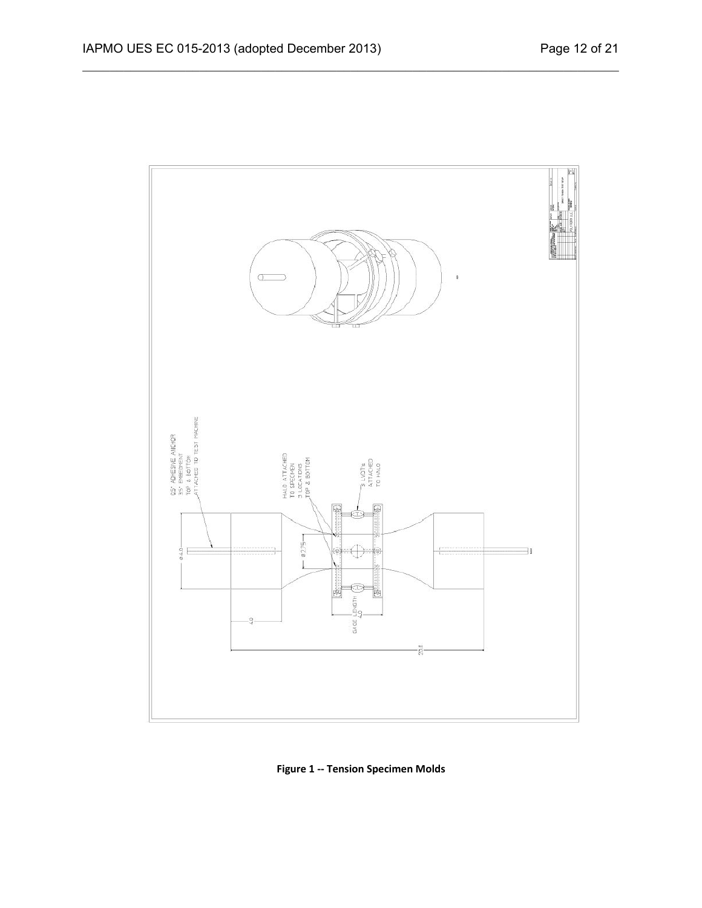Figure 1 -- Tension Specimen Molds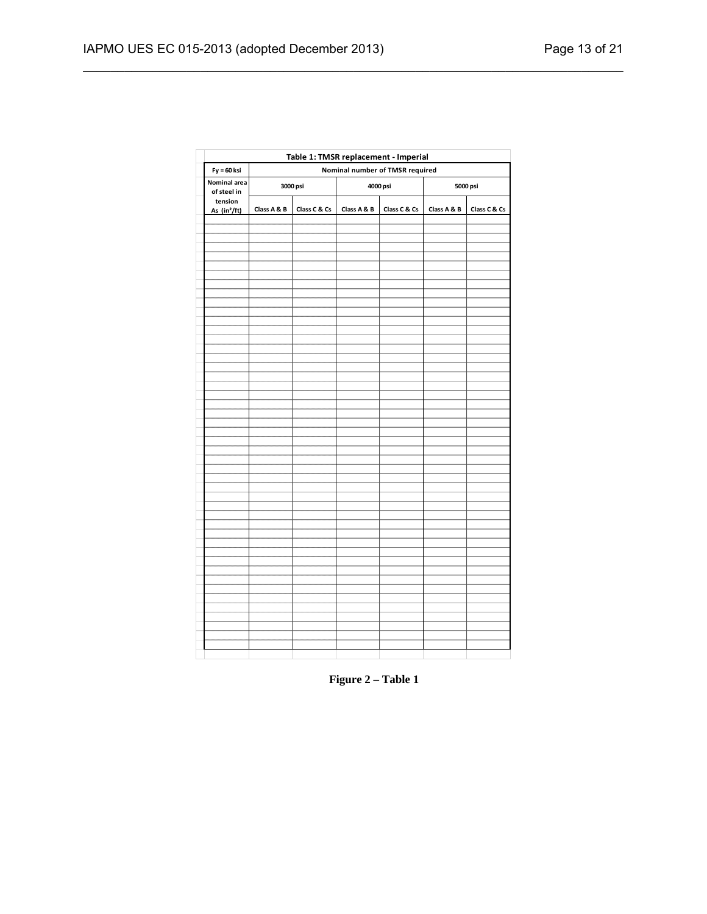**Table 1: TMSR replacement - Imperial**

| Fy = 60 ksi | Nominal number of TMSR required | | | | | |
|---|---|---|---|---|---|---|
| Nominal area of steel in tension As (in²/ft) | 3000 psi | | 4000 psi | | 5000 psi | |
| | Class A & B | Class C & Cs | Class A & B | Class C & Cs | Class A & B | Class C & Cs |
| | | | | | | |
| | | | | | | |
| | | | | | | |
| | | | | | | |
| | | | | | | |
| | | | | | | |
| | | | | | | |
| | | | | | | |
| | | | | | | |
| | | | | | | |
| | | | | | | |
| | | | | | | |
| | | | | | | |
| | | | | | | |
| | | | | | | |
| | | | | | | |
| | | | | | | |
| | | | | | | |
| | | | | | | |
| | | | | | | |
| | | | | | | |
| | | | | | | |
| | | | | | | |
| | | | | | | |
| | | | | | | |
| | | | | | | |
| | | | | | | |
| | | | | | | |
| | | | | | | |
| | | | | | | |
| | | | | | | |
| | | | | | | |
| | | | | | | |
| | | | | | | |
| | | | | | | |
| | | | | | | |
| | | | | | | |
| | | | | | | |
| | | | | | | |
| | | | | | | |
| | | | | | | |
| | | | | | | |
| | | | | | | |
| | | | | | | |
| | | | | | | |
| | | | | | | |

**Figure 2 – Table 1**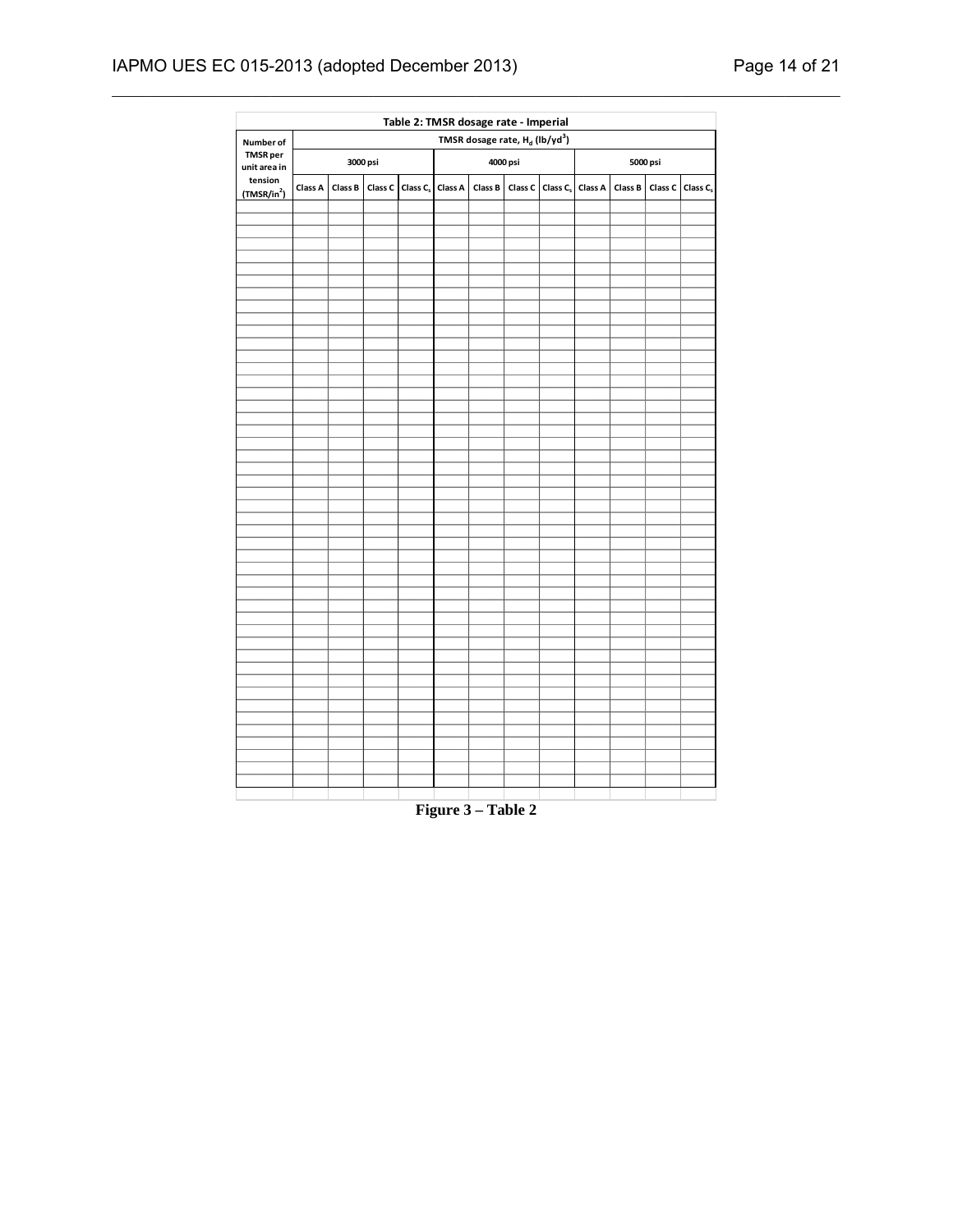**Table 2: TMSR dosage rate - Imperial**

| Number of TMSR per unit area in tension ($TMSR/in^2$) | TMSR dosage rate, $H_d$ ($lb/yd^3$) | | | | | | | | | | | |
|---|---|---|---|---|---|---|---|---|---|---|---|---|
| | 3000 psi | | | | 4000 psi | | | | 5000 psi | | | |
| | Class A | Class B | Class C | Class $C_s$ | Class A | Class B | Class C | Class $C_s$ | Class A | Class B | Class C | Class $C_s$ |
| | | | | | | | | | | | | |
| | | | | | | | | | | | | |
| | | | | | | | | | | | | |
| | | | | | | | | | | | | |
| | | | | | | | | | | | | |
| | | | | | | | | | | | | |
| | | | | | | | | | | | | |
| | | | | | | | | | | | | |
| | | | | | | | | | | | | |
| | | | | | | | | | | | | |

**Figure 3 – Table 2**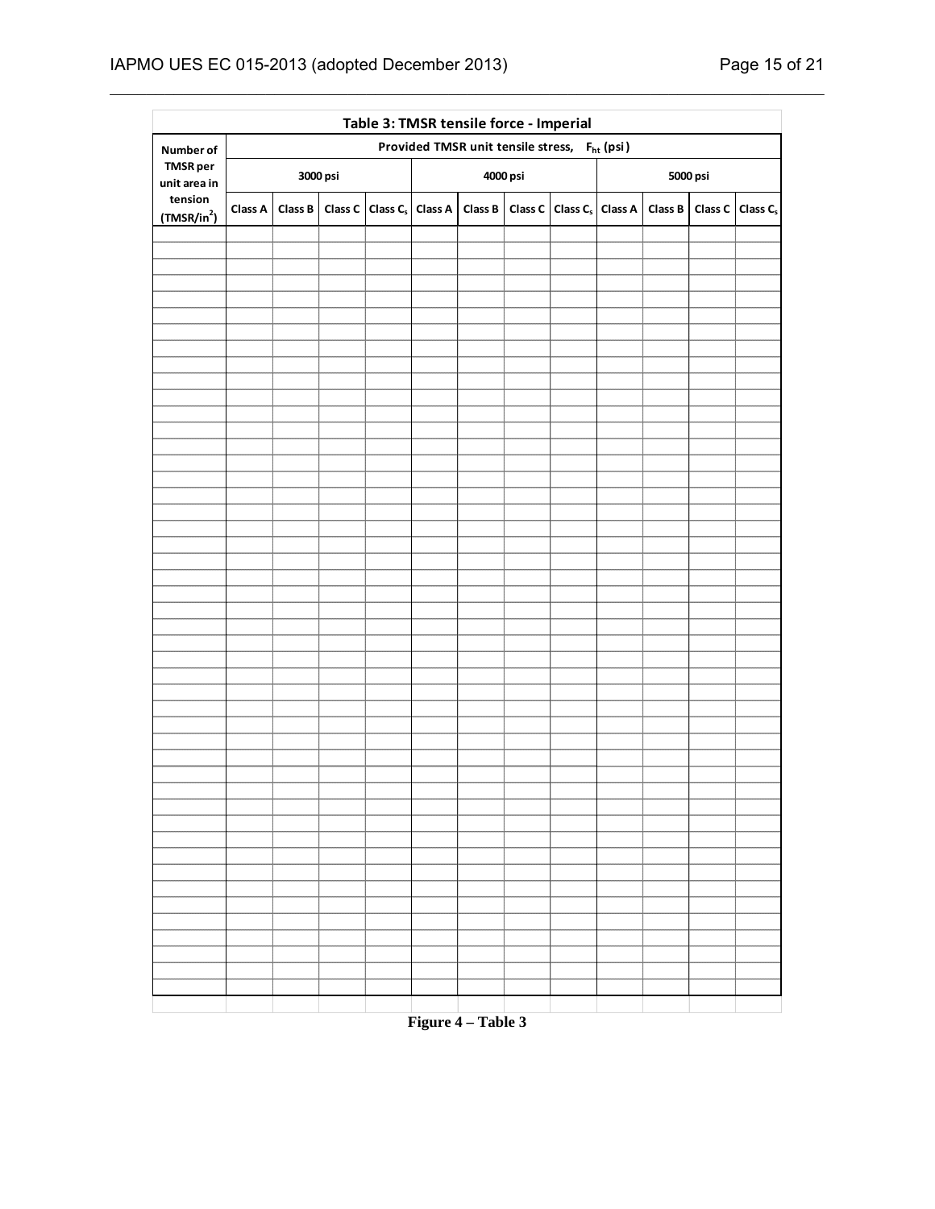**Table 3: TMSR tensile force - Imperial**

| Number of TMSR per unit area in tension ($TMSR/in^2$) | Provided TMSR unit tensile stress, $F_{ht}$ (psi) | | | | | | | | | | | |
|---|---|---|---|---|---|---|---|---|---|---|---|---|
| | 3000 psi | | | | 4000 psi | | | | 5000 psi | | | |
| | Class A | Class B | Class C | Class $C_s$ | Class A | Class B | Class C | Class $C_s$ | Class A | Class B | Class C | Class $C_s$ |
| | | | | | | | | | | | | |

**Figure 4 – Table 3**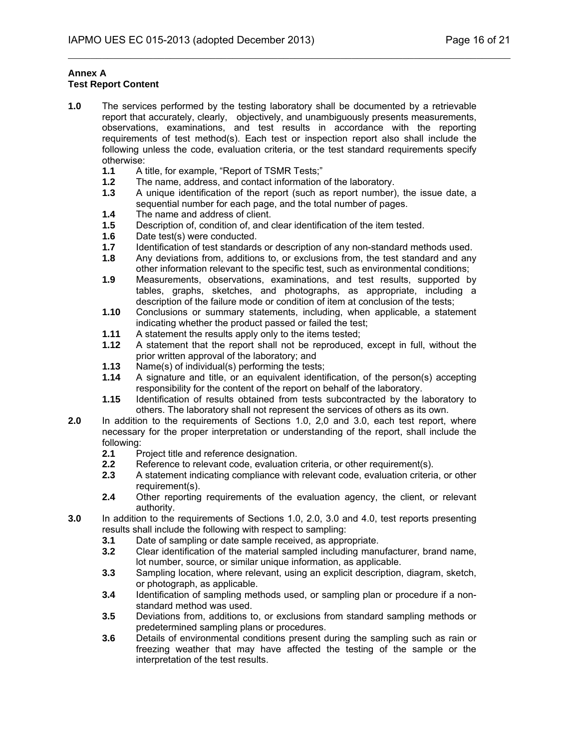**Annex A**
**Test Report Content**

**1.0** The services performed by the testing laboratory shall be documented by a retrievable report that accurately, clearly, objectively, and unambiguously presents measurements, observations, examinations, and test results in accordance with the reporting requirements of test method(s). Each test or inspection report also shall include the following unless the code, evaluation criteria, or the test standard requirements specify otherwise:

- **1.1** A title, for example, "Report of TSMR Tests;"
- **1.2** The name, address, and contact information of the laboratory.
- **1.3** A unique identification of the report (such as report number), the issue date, a sequential number for each page, and the total number of pages.
- **1.4** The name and address of client.
- **1.5** Description of, condition of, and clear identification of the item tested.
- **1.6** Date test(s) were conducted.
- **1.7** Identification of test standards or description of any non-standard methods used.
- **1.8** Any deviations from, additions to, or exclusions from, the test standard and any other information relevant to the specific test, such as environmental conditions;
- **1.9** Measurements, observations, examinations, and test results, supported by tables, graphs, sketches, and photographs, as appropriate, including a description of the failure mode or condition of item at conclusion of the tests;
- **1.10** Conclusions or summary statements, including, when applicable, a statement indicating whether the product passed or failed the test;
- **1.11** A statement the results apply only to the items tested;
- **1.12** A statement that the report shall not be reproduced, except in full, without the prior written approval of the laboratory; and
- **1.13** Name(s) of individual(s) performing the tests;
- **1.14** A signature and title, or an equivalent identification, of the person(s) accepting responsibility for the content of the report on behalf of the laboratory.
- **1.15** Identification of results obtained from tests subcontracted by the laboratory to others. The laboratory shall not represent the services of others as its own.

**2.0** In addition to the requirements of Sections 1.0, 2,0 and 3.0, each test report, where necessary for the proper interpretation or understanding of the report, shall include the following:

- **2.1** Project title and reference designation.
- **2.2** Reference to relevant code, evaluation criteria, or other requirement(s).
- **2.3** A statement indicating compliance with relevant code, evaluation criteria, or other requirement(s).
- **2.4** Other reporting requirements of the evaluation agency, the client, or relevant authority.

**3.0** In addition to the requirements of Sections 1.0, 2.0, 3.0 and 4.0, test reports presenting results shall include the following with respect to sampling:

- **3.1** Date of sampling or date sample received, as appropriate.
- **3.2** Clear identification of the material sampled including manufacturer, brand name, lot number, source, or similar unique information, as applicable.
- **3.3** Sampling location, where relevant, using an explicit description, diagram, sketch, or photograph, as applicable.
- **3.4** Identification of sampling methods used, or sampling plan or procedure if a non-standard method was used.
- **3.5** Deviations from, additions to, or exclusions from standard sampling methods or predetermined sampling plans or procedures.
- **3.6** Details of environmental conditions present during the sampling such as rain or freezing weather that may have affected the testing of the sample or the interpretation of the test results.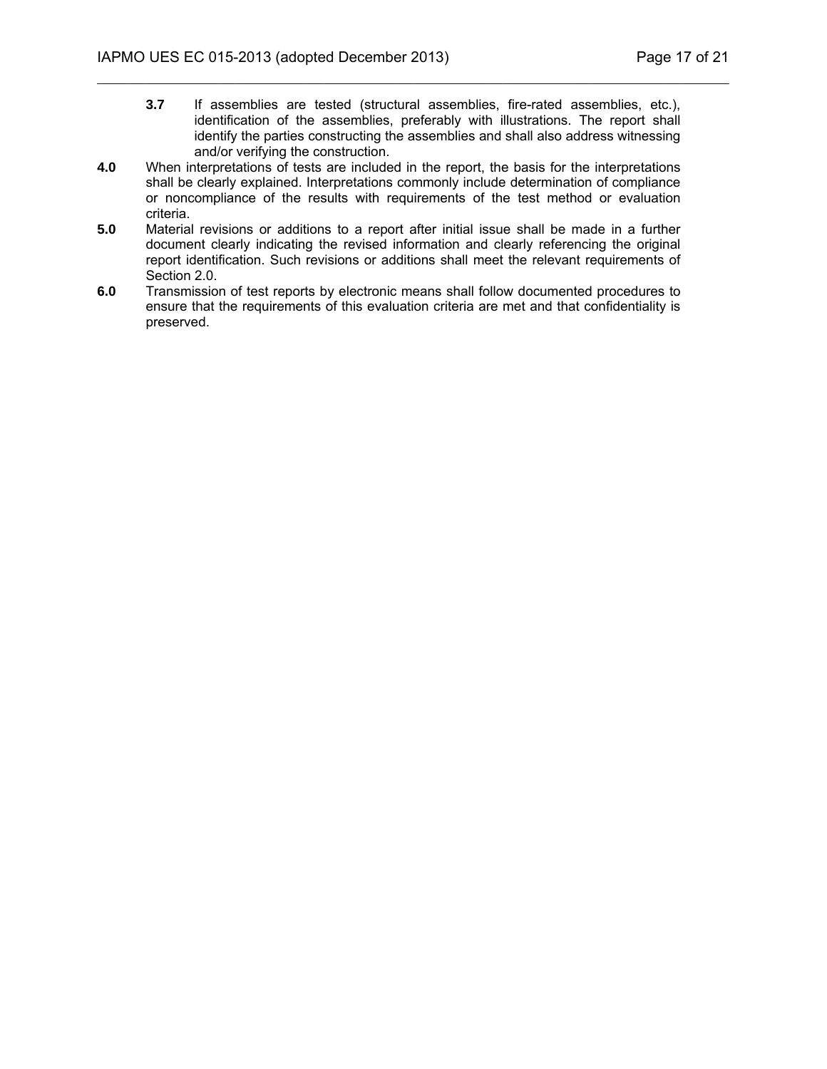**3.7** If assemblies are tested (structural assemblies, fire-rated assemblies, etc.), identification of the assemblies, preferably with illustrations. The report shall identify the parties constructing the assemblies and shall also address witnessing and/or verifying the construction.

**4.0** When interpretations of tests are included in the report, the basis for the interpretations shall be clearly explained. Interpretations commonly include determination of compliance or noncompliance of the results with requirements of the test method or evaluation criteria.

**5.0** Material revisions or additions to a report after initial issue shall be made in a further document clearly indicating the revised information and clearly referencing the original report identification. Such revisions or additions shall meet the relevant requirements of Section 2.0.

**6.0** Transmission of test reports by electronic means shall follow documented procedures to ensure that the requirements of this evaluation criteria are met and that confidentiality is preserved.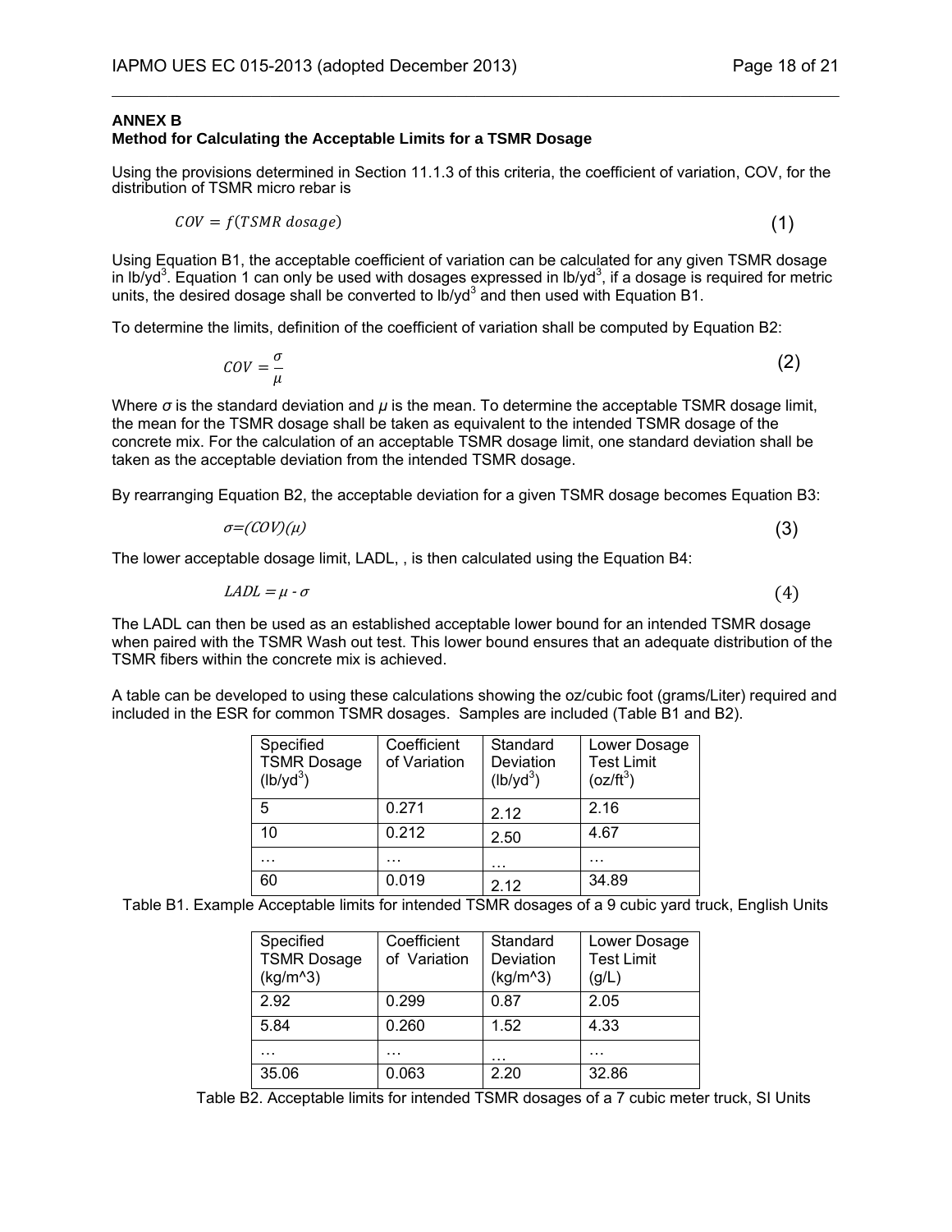## ANNEX B

### Method for Calculating the Acceptable Limits for a TSMR Dosage

Using the provisions determined in Section 11.1.3 of this criteria, the coefficient of variation, COV, for the distribution of TSMR micro rebar is

$$COV = f(TSMR\ dosage) \quad (1)$$

Using Equation B1, the acceptable coefficient of variation can be calculated for any given TSMR dosage in lb/yd$^3$. Equation 1 can only be used with dosages expressed in lb/yd$^3$, if a dosage is required for metric units, the desired dosage shall be converted to lb/yd$^3$ and then used with Equation B1.

To determine the limits, definition of the coefficient of variation shall be computed by Equation B2:

$$COV = \frac{\sigma}{\mu} \quad (2)$$

Where $\sigma$ is the standard deviation and $\mu$ is the mean. To determine the acceptable TSMR dosage limit, the mean for the TSMR dosage shall be taken as equivalent to the intended TSMR dosage of the concrete mix. For the calculation of an acceptable TSMR dosage limit, one standard deviation shall be taken as the acceptable deviation from the intended TSMR dosage.

By rearranging Equation B2, the acceptable deviation for a given TSMR dosage becomes Equation B3:

$$\sigma = (COV)(\mu) \quad (3)$$

The lower acceptable dosage limit, LADL, , is then calculated using the Equation B4:

$$LADL = \mu - \sigma \quad (4)$$

The LADL can then be used as an established acceptable lower bound for an intended TSMR dosage when paired with the TSMR Wash out test. This lower bound ensures that an adequate distribution of the TSMR fibers within the concrete mix is achieved.

A table can be developed to using these calculations showing the oz/cubic foot (grams/Liter) required and included in the ESR for common TSMR dosages. Samples are included (Table B1 and B2).

| Specified TSMR Dosage (lb/yd$^3$) | Coefficient of Variation | Standard Deviation (lb/yd$^3$) | Lower Dosage Test Limit (oz/ft$^3$) |
|---|---|---|---|
| 5 | 0.271 | 2.12 | 2.16 |
| 10 | 0.212 | 2.50 | 4.67 |
| … | … | … | … |
| 60 | 0.019 | 2.12 | 34.89 |

Table B1. Example Acceptable limits for intended TSMR dosages of a 9 cubic yard truck, English Units

| Specified TSMR Dosage (kg/m^3) | Coefficient of Variation | Standard Deviation (kg/m^3) | Lower Dosage Test Limit (g/L) |
|---|---|---|---|
| 2.92 | 0.299 | 0.87 | 2.05 |
| 5.84 | 0.260 | 1.52 | 4.33 |
| … | … | … | … |
| 35.06 | 0.063 | 2.20 | 32.86 |

Table B2. Acceptable limits for intended TSMR dosages of a 7 cubic meter truck, SI Units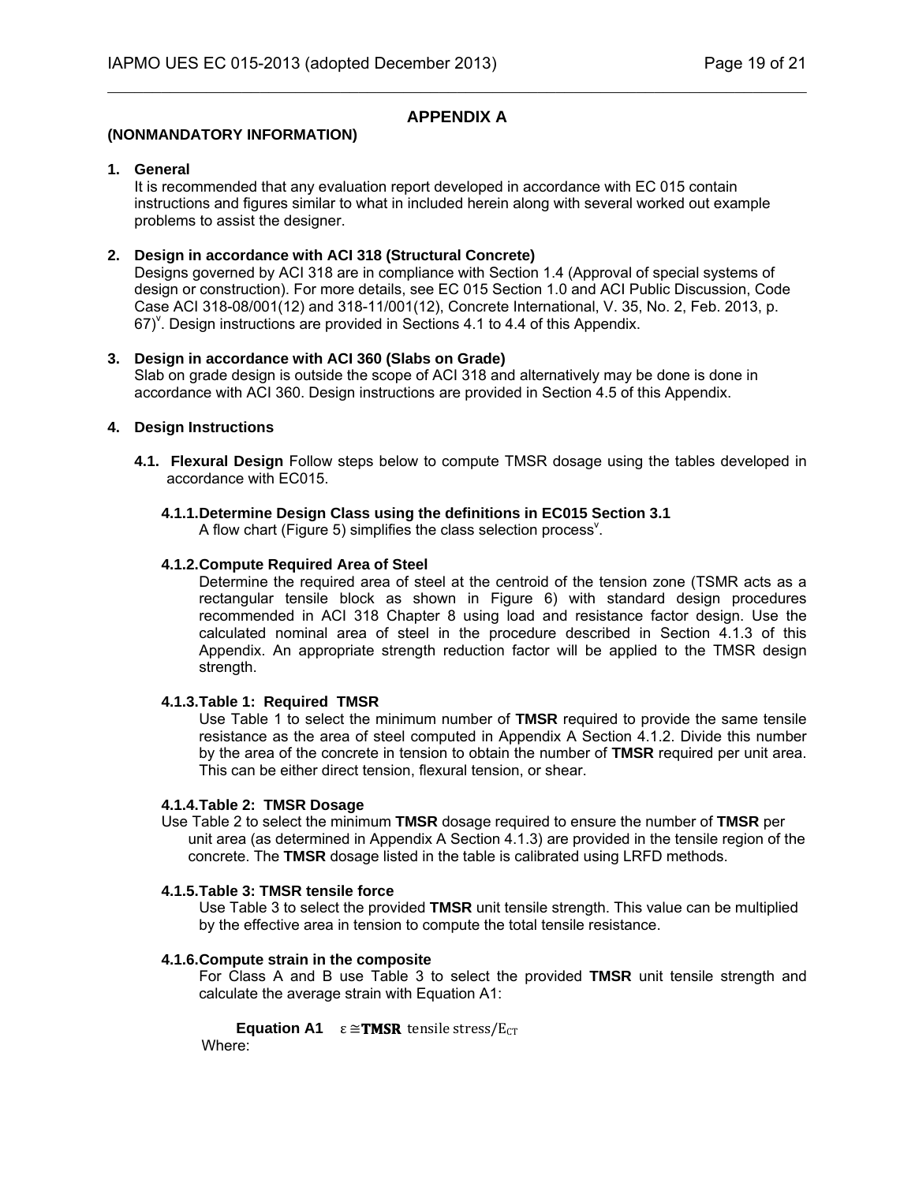## APPENDIX A

**(NONMANDATORY INFORMATION)**

**1. General**

It is recommended that any evaluation report developed in accordance with EC 015 contain instructions and figures similar to what in included herein along with several worked out example problems to assist the designer.

**2. Design in accordance with ACI 318 (Structural Concrete)**

Designs governed by ACI 318 are in compliance with Section 1.4 (Approval of special systems of design or construction). For more details, see EC 015 Section 1.0 and ACI Public Discussion, Code Case ACI 318-08/001(12) and 318-11/001(12), Concrete International, V. 35, No. 2, Feb. 2013, p. 67)[v]. Design instructions are provided in Sections 4.1 to 4.4 of this Appendix.

**3. Design in accordance with ACI 360 (Slabs on Grade)**

Slab on grade design is outside the scope of ACI 318 and alternatively may be done is done in accordance with ACI 360. Design instructions are provided in Section 4.5 of this Appendix.

**4. Design Instructions**

**4.1. Flexural Design** Follow steps below to compute TMSR dosage using the tables developed in accordance with EC015.

**4.1.1. Determine Design Class using the definitions in EC015 Section 3.1**

A flow chart (Figure 5) simplifies the class selection process[v].

**4.1.2. Compute Required Area of Steel**

Determine the required area of steel at the centroid of the tension zone (TSMR acts as a rectangular tensile block as shown in Figure 6) with standard design procedures recommended in ACI 318 Chapter 8 using load and resistance factor design. Use the calculated nominal area of steel in the procedure described in Section 4.1.3 of this Appendix. An appropriate strength reduction factor will be applied to the TMSR design strength.

**4.1.3. Table 1: Required TMSR**

Use Table 1 to select the minimum number of **TMSR** required to provide the same tensile resistance as the area of steel computed in Appendix A Section 4.1.2. Divide this number by the area of the concrete in tension to obtain the number of **TMSR** required per unit area. This can be either direct tension, flexural tension, or shear.

**4.1.4. Table 2: TMSR Dosage**

Use Table 2 to select the minimum **TMSR** dosage required to ensure the number of **TMSR** per unit area (as determined in Appendix A Section 4.1.3) are provided in the tensile region of the concrete. The **TMSR** dosage listed in the table is calibrated using LRFD methods.

**4.1.5. Table 3: TMSR tensile force**

Use Table 3 to select the provided **TMSR** unit tensile strength. This value can be multiplied by the effective area in tension to compute the total tensile resistance.

**4.1.6. Compute strain in the composite**

For Class A and B use Table 3 to select the provided **TMSR** unit tensile strength and calculate the average strain with Equation A1:

**Equation A1** $\varepsilon \cong \textbf{TMSR} \text{ tensile stress}/E_{CT}$

Where: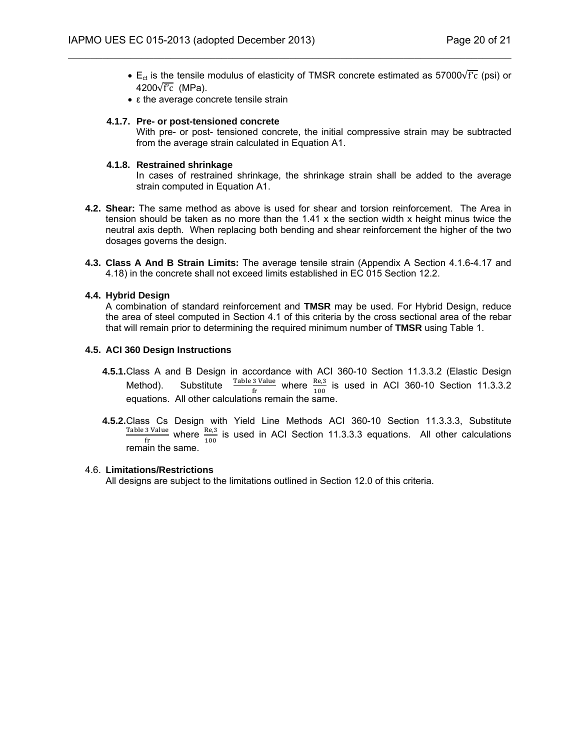- $E_{ct}$ is the tensile modulus of elasticity of TMSR concrete estimated as $57000\sqrt{f'c}$ (psi) or $4200\sqrt{f'c}$ (MPa).
- ε the average concrete tensile strain

#### 4.1.7. Pre- or post-tensioned concrete

With pre- or post- tensioned concrete, the initial compressive strain may be subtracted from the average strain calculated in Equation A1.

#### 4.1.8. Restrained shrinkage

In cases of restrained shrinkage, the shrinkage strain shall be added to the average strain computed in Equation A1.

**4.2. Shear:** The same method as above is used for shear and torsion reinforcement. The Area in tension should be taken as no more than the 1.41 x the section width x height minus twice the neutral axis depth. When replacing both bending and shear reinforcement the higher of the two dosages governs the design.

**4.3. Class A And B Strain Limits:** The average tensile strain (Appendix A Section 4.1.6-4.17 and 4.18) in the concrete shall not exceed limits established in EC 015 Section 12.2.

### 4.4. Hybrid Design

A combination of standard reinforcement and **TMSR** may be used. For Hybrid Design, reduce the area of steel computed in Section 4.1 of this criteria by the cross sectional area of the rebar that will remain prior to determining the required minimum number of **TMSR** using Table 1.

### 4.5. ACI 360 Design Instructions

**4.5.1.** Class A and B Design in accordance with ACI 360-10 Section 11.3.3.2 (Elastic Design Method). Substitute $\frac{\text{Table 3 Value}}{\text{fr}}$ where $\frac{\text{Re,3}}{100}$ is used in ACI 360-10 Section 11.3.3.2 equations. All other calculations remain the same.

**4.5.2.** Class Cs Design with Yield Line Methods ACI 360-10 Section 11.3.3.3, Substitute $\frac{\text{Table 3 Value}}{\text{fr}}$ where $\frac{\text{Re,3}}{100}$ is used in ACI Section 11.3.3.3 equations. All other calculations remain the same.

### 4.6. Limitations/Restrictions

All designs are subject to the limitations outlined in Section 12.0 of this criteria.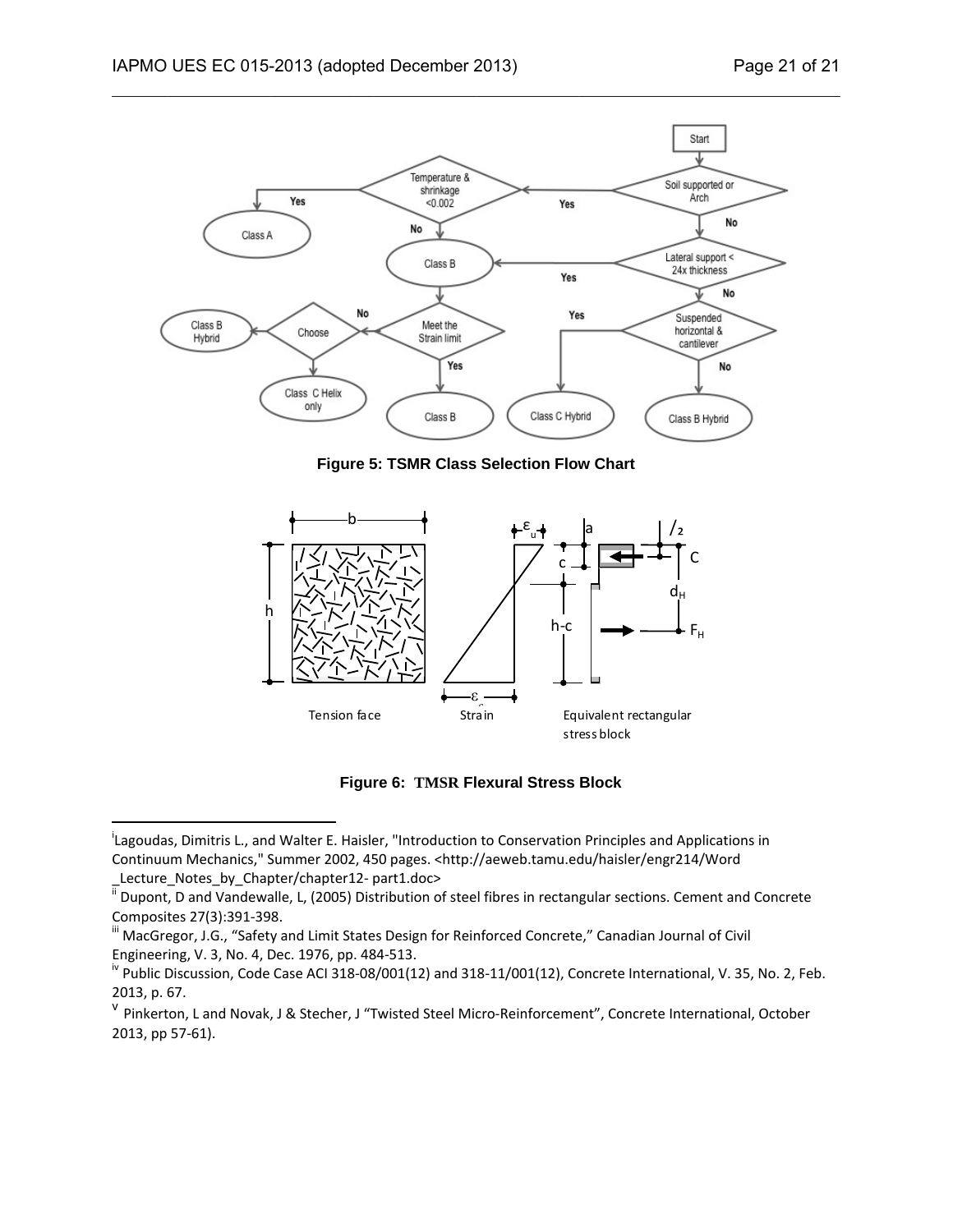Start

Soil supported or Arch

Yes

No

Temperature & shrinkage <0.002

Yes

No

Class A

Class B

Lateral support < 24x thickness

Yes

No

Meet the Strain limit

No

Yes

Choose

Class B Hybrid

Class C Helix only

Class B

Suspended horizontal & cantilever

Yes

No

Class C Hybrid

Class B Hybrid

**Figure 5: TSMR Class Selection Flow Chart**

b

h

$\varepsilon_u$

c

h-c

$\varepsilon_c$

a/2

C

$d_H$

$F_H$

Tension face

Strain

Equivalent rectangular stress block

**Figure 6: TMSR Flexural Stress Block**

---

[i] Lagoudas, Dimitris L., and Walter E. Haisler, "Introduction to Conservation Principles and Applications in Continuum Mechanics," Summer 2002, 450 pages. <http://aeweb.tamu.edu/haisler/engr214/Word_Lecture_Notes_by_Chapter/chapter12- part1.doc>

[ii] Dupont, D and Vandewalle, L, (2005) Distribution of steel fibres in rectangular sections. Cement and Concrete Composites 27(3):391-398.

[iii] MacGregor, J.G., "Safety and Limit States Design for Reinforced Concrete," Canadian Journal of Civil Engineering, V. 3, No. 4, Dec. 1976, pp. 484-513.

[iv] Public Discussion, Code Case ACI 318-08/001(12) and 318-11/001(12), Concrete International, V. 35, No. 2, Feb. 2013, p. 67.

[v] Pinkerton, L and Novak, J & Stecher, J "Twisted Steel Micro-Reinforcement", Concrete International, October 2013, pp 57-61).